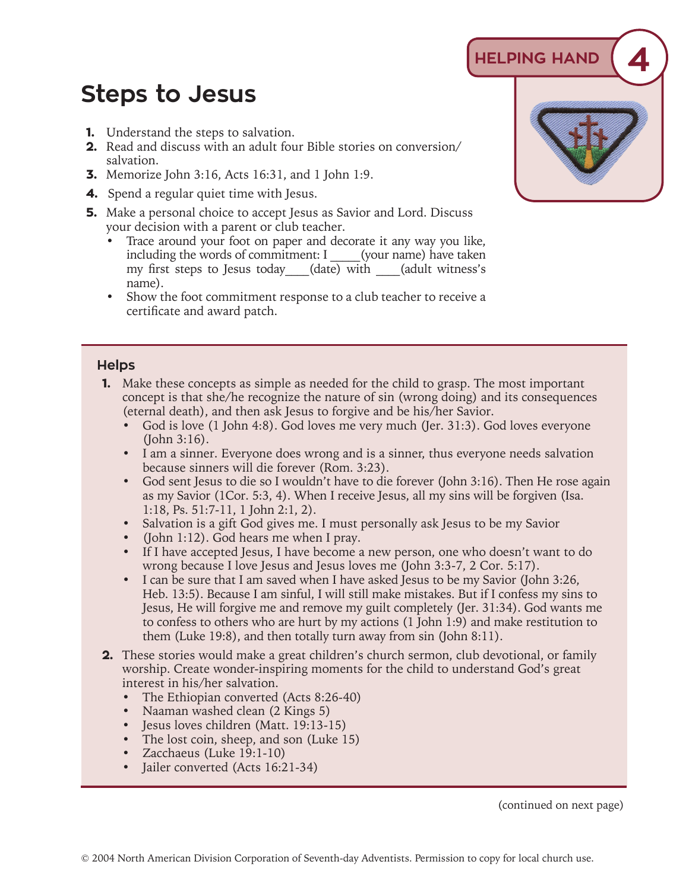HELPING HAND 4

# Steps to Jesus

1. Understand the steps to salvation.
2. Read and discuss with an adult four Bible stories on conversion/salvation.
3. Memorize John 3:16, Acts 16:31, and 1 John 1:9.
4. Spend a regular quiet time with Jesus.
5. Make a personal choice to accept Jesus as Savior and Lord. Discuss your decision with a parent or club teacher.
   - Trace around your foot on paper and decorate it any way you like, including the words of commitment: I _____(your name) have taken my first steps to Jesus today____(date) with ____(adult witness's name).
   - Show the foot commitment response to a club teacher to receive a certificate and award patch.

## Helps

1. Make these concepts as simple as needed for the child to grasp. The most important concept is that she/he recognize the nature of sin (wrong doing) and its consequences (eternal death), and then ask Jesus to forgive and be his/her Savior.
   - God is love (1 John 4:8). God loves me very much (Jer. 31:3). God loves everyone (John 3:16).
   - I am a sinner. Everyone does wrong and is a sinner, thus everyone needs salvation because sinners will die forever (Rom. 3:23).
   - God sent Jesus to die so I wouldn't have to die forever (John 3:16). Then He rose again as my Savior (1Cor. 5:3, 4). When I receive Jesus, all my sins will be forgiven (Isa. 1:18, Ps. 51:7-11, 1 John 2:1, 2).
   - Salvation is a gift God gives me. I must personally ask Jesus to be my Savior
   - (John 1:12). God hears me when I pray.
   - If I have accepted Jesus, I have become a new person, one who doesn't want to do wrong because I love Jesus and Jesus loves me (John 3:3-7, 2 Cor. 5:17).
   - I can be sure that I am saved when I have asked Jesus to be my Savior (John 3:26, Heb. 13:5). Because I am sinful, I will still make mistakes. But if I confess my sins to Jesus, He will forgive me and remove my guilt completely (Jer. 31:34). God wants me to confess to others who are hurt by my actions (1 John 1:9) and make restitution to them (Luke 19:8), and then totally turn away from sin (John 8:11).
2. These stories would make a great children's church sermon, club devotional, or family worship. Create wonder-inspiring moments for the child to understand God's great interest in his/her salvation.
   - The Ethiopian converted (Acts 8:26-40)
   - Naaman washed clean (2 Kings 5)
   - Jesus loves children (Matt. 19:13-15)
   - The lost coin, sheep, and son (Luke 15)
   - Zacchaeus (Luke 19:1-10)
   - Jailer converted (Acts 16:21-34)

(continued on next page)

© 2004 North American Division Corporation of Seventh-day Adventists. Permission to copy for local church use.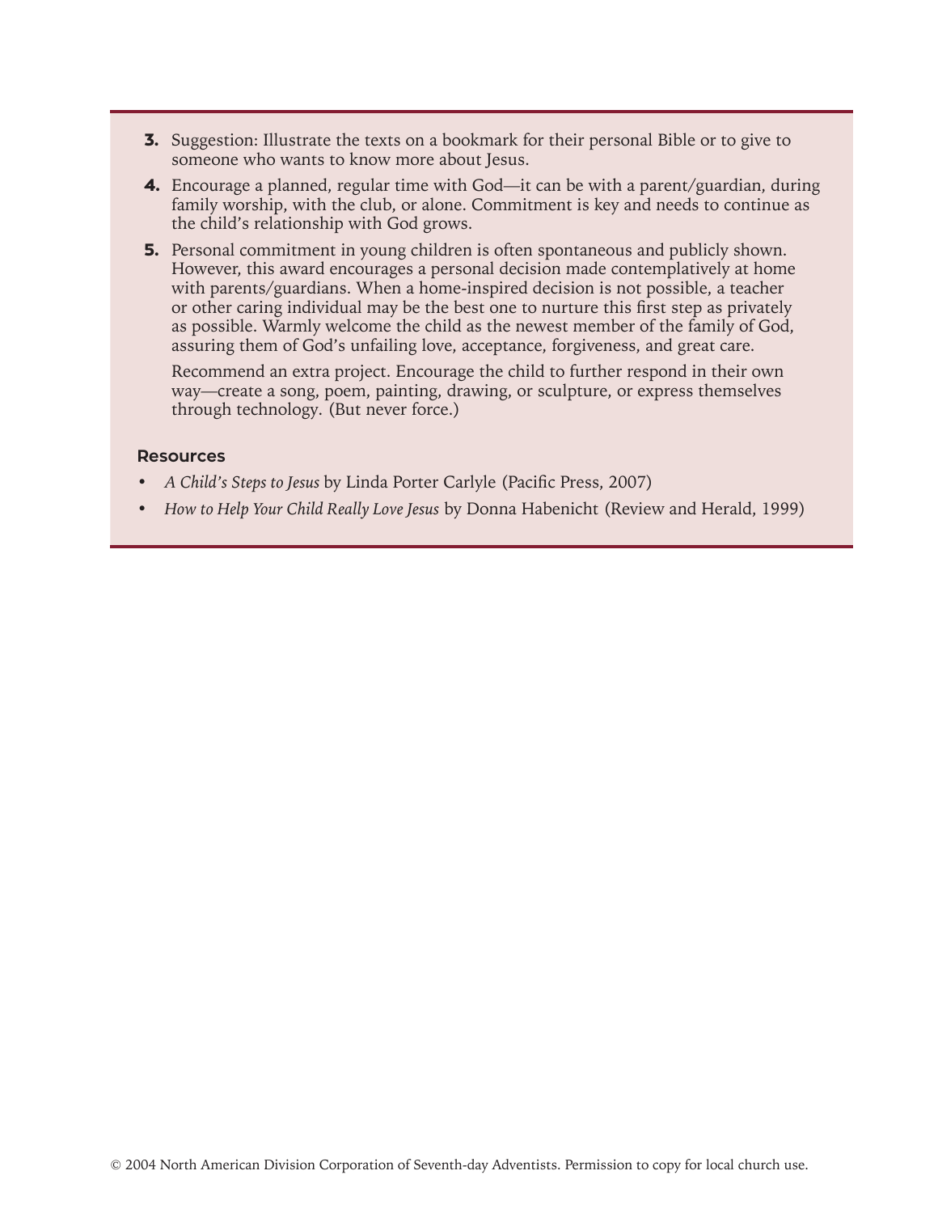3. Suggestion: Illustrate the texts on a bookmark for their personal Bible or to give to someone who wants to know more about Jesus.
4. Encourage a planned, regular time with God—it can be with a parent/guardian, during family worship, with the club, or alone. Commitment is key and needs to continue as the child's relationship with God grows.
5. Personal commitment in young children is often spontaneous and publicly shown. However, this award encourages a personal decision made contemplatively at home with parents/guardians. When a home-inspired decision is not possible, a teacher or other caring individual may be the best one to nurture this first step as privately as possible. Warmly welcome the child as the newest member of the family of God, assuring them of God's unfailing love, acceptance, forgiveness, and great care.

   Recommend an extra project. Encourage the child to further respond in their own way—create a song, poem, painting, drawing, or sculpture, or express themselves through technology. (But never force.)

### Resources

- *A Child's Steps to Jesus* by Linda Porter Carlyle (Pacific Press, 2007)
- *How to Help Your Child Really Love Jesus* by Donna Habenicht (Review and Herald, 1999)

© 2004 North American Division Corporation of Seventh-day Adventists. Permission to copy for local church use.